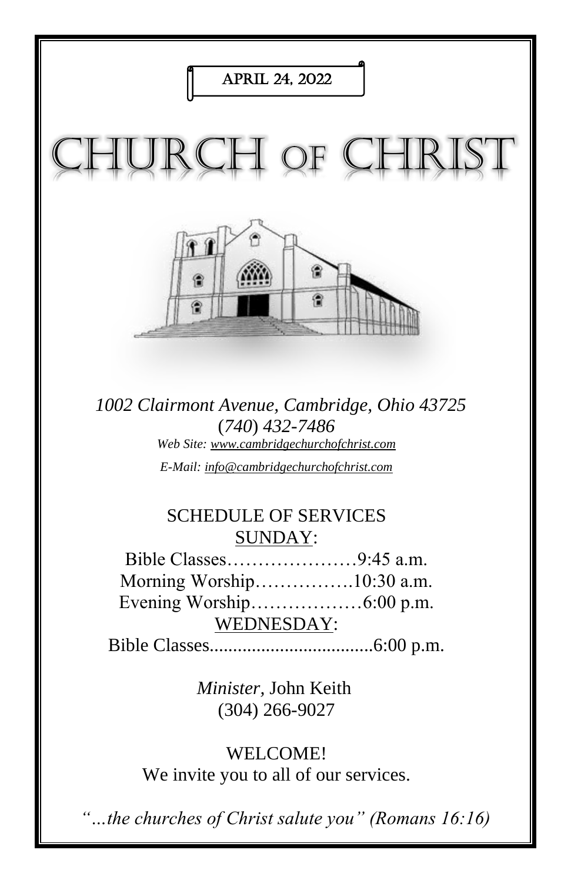APRIL 24, 2022

# CHURCH OF CHRIST

*1002 Clairmont Avenue, Cambridge, Ohio 43725*
*(740) 432-7486*

*Web Site: www.cambridgechurchofchrist.com*

*E-Mail: info@cambridgechurchofchrist.com*

## SCHEDULE OF SERVICES

SUNDAY:

Bible Classes…………………9:45 a.m.
Morning Worship…………….10:30 a.m.
Evening Worship………………6:00 p.m.

WEDNESDAY:

Bible Classes...................................6:00 p.m.

*Minister,* John Keith
(304) 266-9027

WELCOME!
We invite you to all of our services.

*"…the churches of Christ salute you" (Romans 16:16)*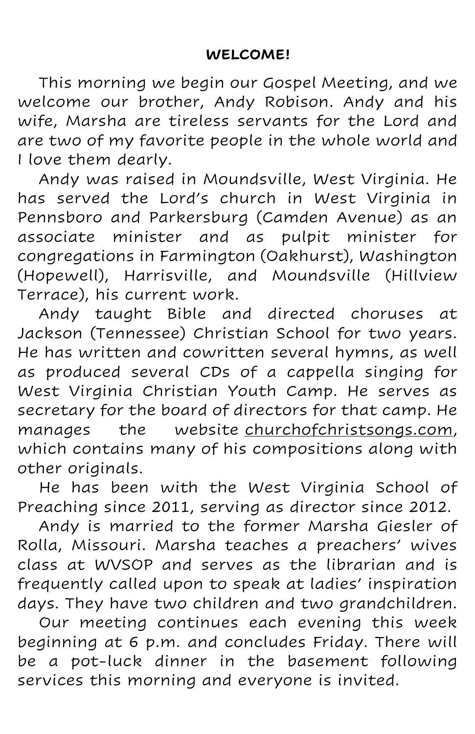**WELCOME!**

This morning we begin our Gospel Meeting, and we welcome our brother, Andy Robison. Andy and his wife, Marsha are tireless servants for the Lord and are two of my favorite people in the whole world and I love them dearly.

Andy was raised in Moundsville, West Virginia. He has served the Lord's church in West Virginia in Pennsboro and Parkersburg (Camden Avenue) as an associate minister and as pulpit minister for congregations in Farmington (Oakhurst), Washington (Hopewell), Harrisville, and Moundsville (Hillview Terrace), his current work.

Andy taught Bible and directed choruses at Jackson (Tennessee) Christian School for two years. He has written and cowritten several hymns, as well as produced several CDs of a cappella singing for West Virginia Christian Youth Camp. He serves as secretary for the board of directors for that camp. He manages the website churchofchristsongs.com, which contains many of his compositions along with other originals.

He has been with the West Virginia School of Preaching since 2011, serving as director since 2012.

Andy is married to the former Marsha Giesler of Rolla, Missouri. Marsha teaches a preachers' wives class at WVSOP and serves as the librarian and is frequently called upon to speak at ladies' inspiration days. They have two children and two grandchildren.

Our meeting continues each evening this week beginning at 6 p.m. and concludes Friday. There will be a pot-luck dinner in the basement following services this morning and everyone is invited.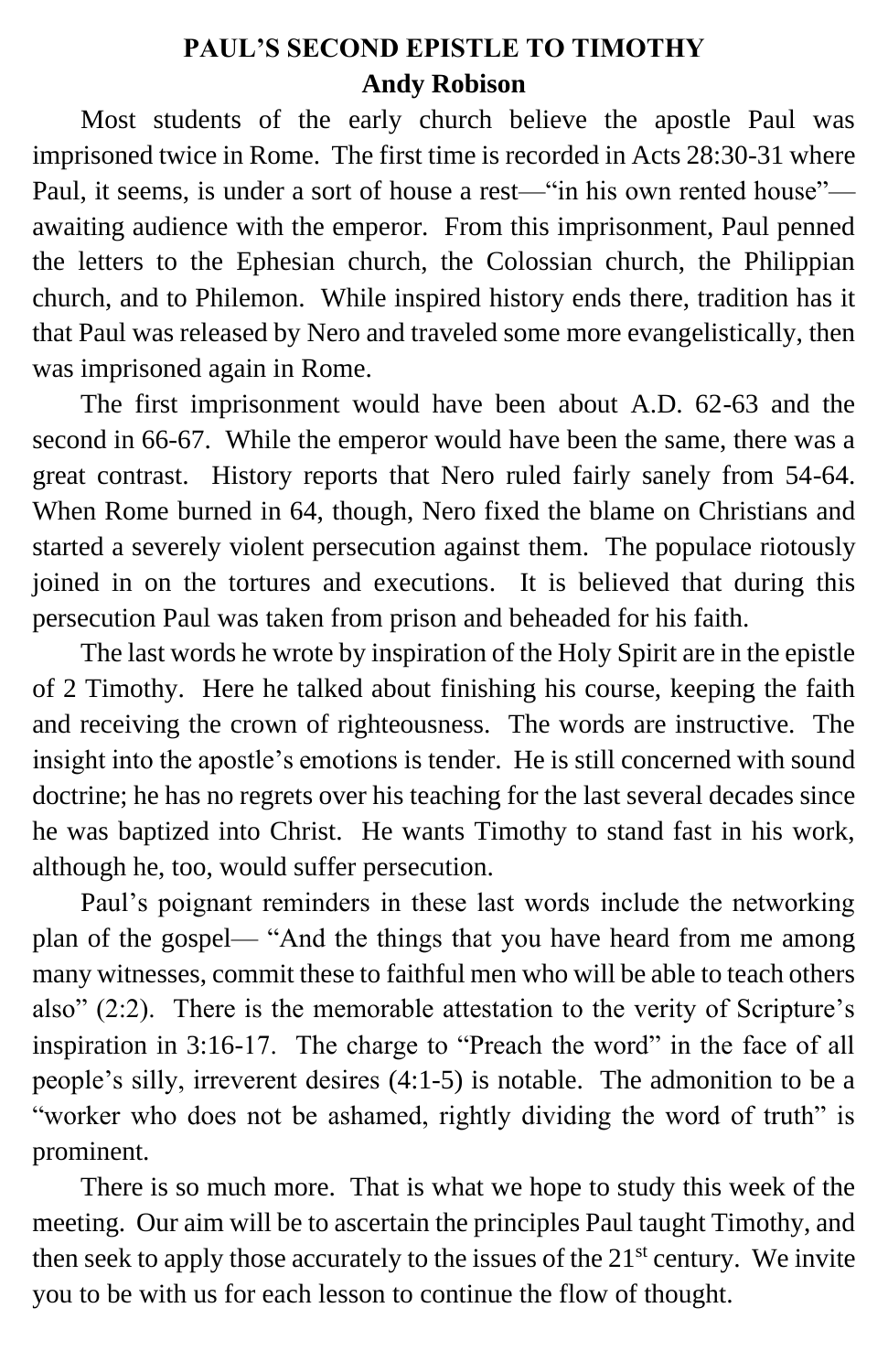# PAUL'S SECOND EPISTLE TO TIMOTHY

**Andy Robison**

Most students of the early church believe the apostle Paul was imprisoned twice in Rome. The first time is recorded in Acts 28:30-31 where Paul, it seems, is under a sort of house a rest—"in his own rented house"—awaiting audience with the emperor. From this imprisonment, Paul penned the letters to the Ephesian church, the Colossian church, the Philippian church, and to Philemon. While inspired history ends there, tradition has it that Paul was released by Nero and traveled some more evangelistically, then was imprisoned again in Rome.

The first imprisonment would have been about A.D. 62-63 and the second in 66-67. While the emperor would have been the same, there was a great contrast. History reports that Nero ruled fairly sanely from 54-64. When Rome burned in 64, though, Nero fixed the blame on Christians and started a severely violent persecution against them. The populace riotously joined in on the tortures and executions. It is believed that during this persecution Paul was taken from prison and beheaded for his faith.

The last words he wrote by inspiration of the Holy Spirit are in the epistle of 2 Timothy. Here he talked about finishing his course, keeping the faith and receiving the crown of righteousness. The words are instructive. The insight into the apostle's emotions is tender. He is still concerned with sound doctrine; he has no regrets over his teaching for the last several decades since he was baptized into Christ. He wants Timothy to stand fast in his work, although he, too, would suffer persecution.

Paul's poignant reminders in these last words include the networking plan of the gospel— "And the things that you have heard from me among many witnesses, commit these to faithful men who will be able to teach others also" (2:2). There is the memorable attestation to the verity of Scripture's inspiration in 3:16-17. The charge to "Preach the word" in the face of all people's silly, irreverent desires (4:1-5) is notable. The admonition to be a "worker who does not be ashamed, rightly dividing the word of truth" is prominent.

There is so much more. That is what we hope to study this week of the meeting. Our aim will be to ascertain the principles Paul taught Timothy, and then seek to apply those accurately to the issues of the 21st century. We invite you to be with us for each lesson to continue the flow of thought.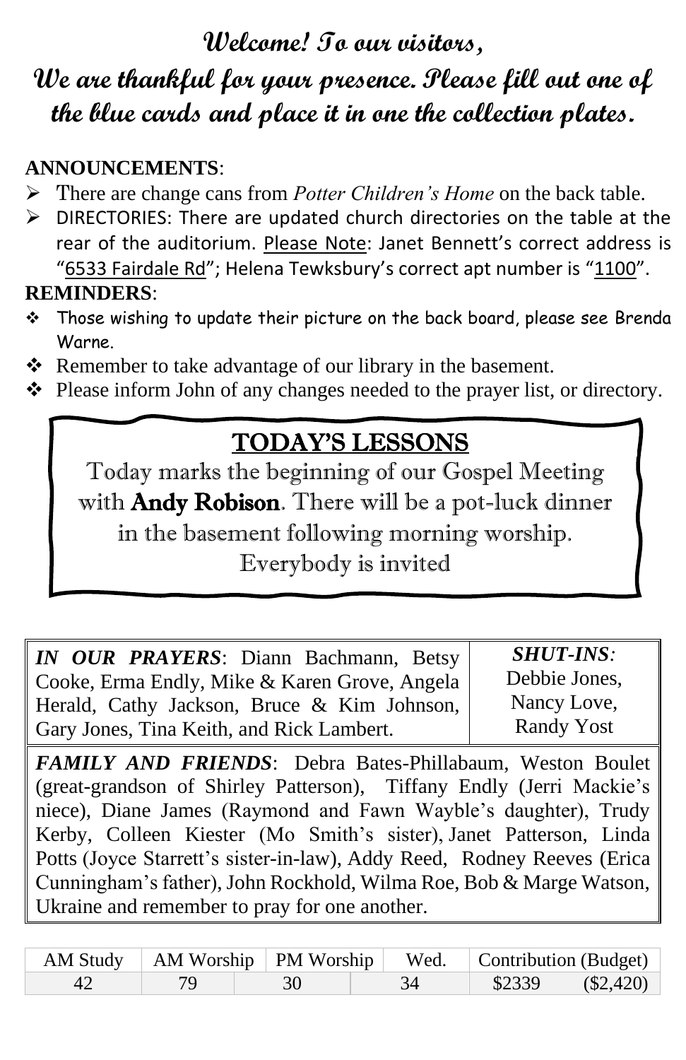## Welcome! To our visitors,

## We are thankful for your presence. Please fill out one of the blue cards and place it in one the collection plates.

**ANNOUNCEMENTS**:

- There are change cans from *Potter Children's Home* on the back table.
- DIRECTORIES: There are updated church directories on the table at the rear of the auditorium. Please Note: Janet Bennett's correct address is "6533 Fairdale Rd"; Helena Tewksbury's correct apt number is "1100".

**REMINDERS**:

- Those wishing to update their picture on the back board, please see Brenda Warne.
- Remember to take advantage of our library in the basement.
- Please inform John of any changes needed to the prayer list, or directory.

## TODAY'S LESSONS

Today marks the beginning of our Gospel Meeting with **Andy Robison**. There will be a pot-luck dinner in the basement following morning worship. Everybody is invited

***IN OUR PRAYERS***: Diann Bachmann, Betsy Cooke, Erma Endly, Mike & Karen Grove, Angela Herald, Cathy Jackson, Bruce & Kim Johnson, Gary Jones, Tina Keith, and Rick Lambert.

***SHUT-INS:*** Debbie Jones, Nancy Love, Randy Yost

***FAMILY AND FRIENDS***: Debra Bates-Phillabaum, Weston Boulet (great-grandson of Shirley Patterson), Tiffany Endly (Jerri Mackie's niece), Diane James (Raymond and Fawn Wayble's daughter), Trudy Kerby, Colleen Kiester (Mo Smith's sister), Janet Patterson, Linda Potts (Joyce Starrett's sister-in-law), Addy Reed, Rodney Reeves (Erica Cunningham's father), John Rockhold, Wilma Roe, Bob & Marge Watson, Ukraine and remember to pray for one another.

| AM Study | AM Worship | PM Worship | Wed. | Contribution (Budget) | |
|---|---|---|---|---|---|
| 42 | 79 | 30 | 34 | $2339 | ($2,420) |